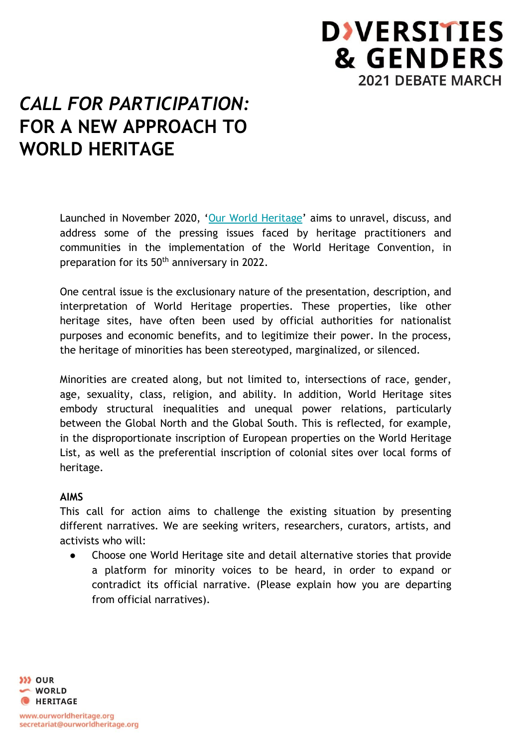# DIVERSITIES & GENDERS
2021 DEBATE MARCH

# *CALL FOR PARTICIPATION:* FOR A NEW APPROACH TO WORLD HERITAGE

Launched in November 2020, '[Our World Heritage](https://www.ourworldheritage.org)' aims to unravel, discuss, and address some of the pressing issues faced by heritage practitioners and communities in the implementation of the World Heritage Convention, in preparation for its 50th anniversary in 2022.

One central issue is the exclusionary nature of the presentation, description, and interpretation of World Heritage properties. These properties, like other heritage sites, have often been used by official authorities for nationalist purposes and economic benefits, and to legitimize their power. In the process, the heritage of minorities has been stereotyped, marginalized, or silenced.

Minorities are created along, but not limited to, intersections of race, gender, age, sexuality, class, religion, and ability. In addition, World Heritage sites embody structural inequalities and unequal power relations, particularly between the Global North and the Global South. This is reflected, for example, in the disproportionate inscription of European properties on the World Heritage List, as well as the preferential inscription of colonial sites over local forms of heritage.

**AIMS**

This call for action aims to challenge the existing situation by presenting different narratives. We are seeking writers, researchers, curators, artists, and activists who will:

- Choose one World Heritage site and detail alternative stories that provide a platform for minority voices to be heard, in order to expand or contradict its official narrative. (Please explain how you are departing from official narratives).

OUR WORLD HERITAGE
www.ourworldheritage.org
secretariat@ourworldheritage.org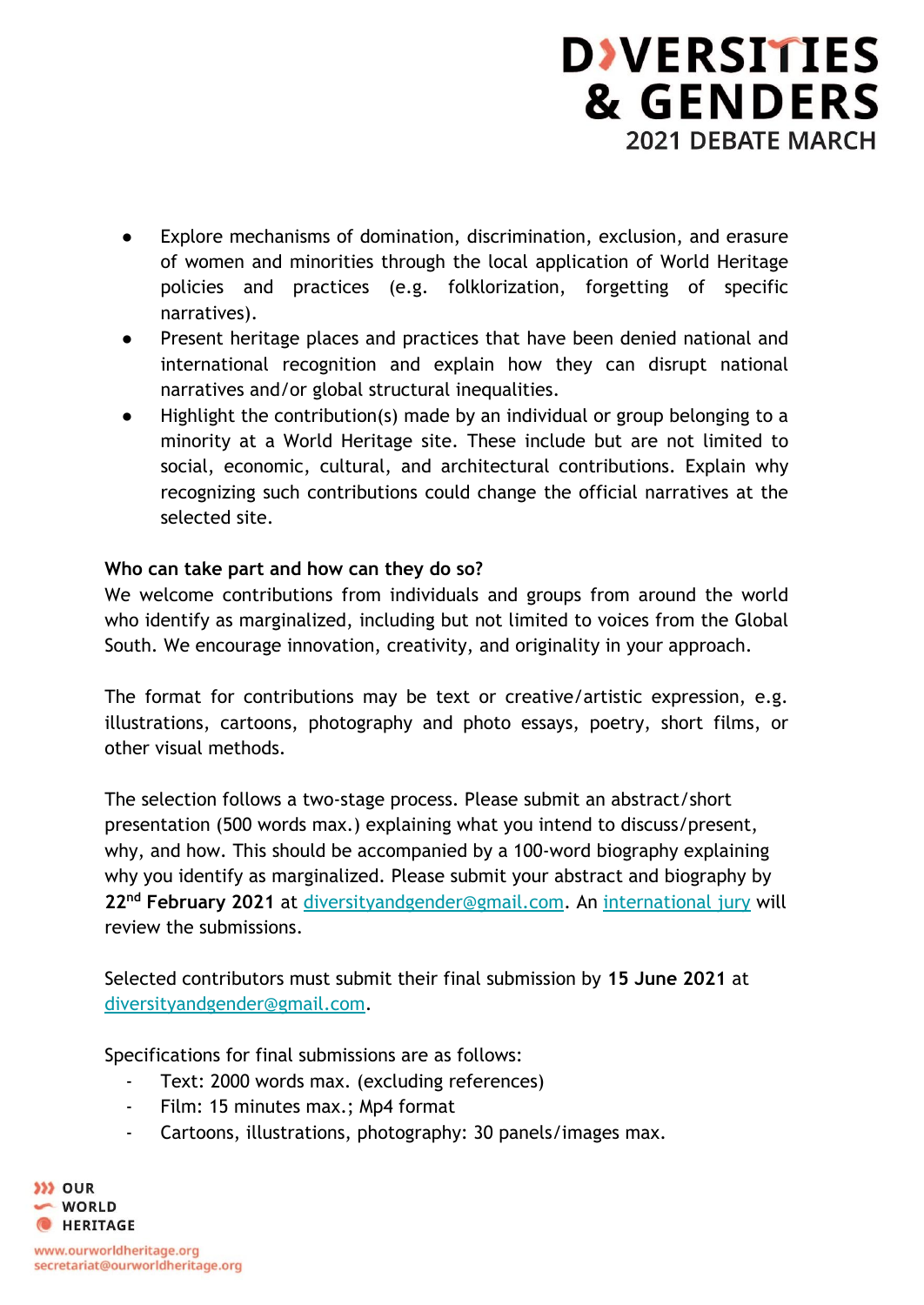- Explore mechanisms of domination, discrimination, exclusion, and erasure of women and minorities through the local application of World Heritage policies and practices (e.g. folklorization, forgetting of specific narratives).
- Present heritage places and practices that have been denied national and international recognition and explain how they can disrupt national narratives and/or global structural inequalities.
- Highlight the contribution(s) made by an individual or group belonging to a minority at a World Heritage site. These include but are not limited to social, economic, cultural, and architectural contributions. Explain why recognizing such contributions could change the official narratives at the selected site.

**Who can take part and how can they do so?**

We welcome contributions from individuals and groups from around the world who identify as marginalized, including but not limited to voices from the Global South. We encourage innovation, creativity, and originality in your approach.

The format for contributions may be text or creative/artistic expression, e.g. illustrations, cartoons, photography and photo essays, poetry, short films, or other visual methods.

The selection follows a two-stage process. Please submit an abstract/short presentation (500 words max.) explaining what you intend to discuss/present, why, and how. This should be accompanied by a 100-word biography explaining why you identify as marginalized. Please submit your abstract and biography by **22nd February 2021** at diversityandgender@gmail.com. An international jury will review the submissions.

Selected contributors must submit their final submission by **15 June 2021** at diversityandgender@gmail.com.

Specifications for final submissions are as follows:

- Text: 2000 words max. (excluding references)
- Film: 15 minutes max.; Mp4 format
- Cartoons, illustrations, photography: 30 panels/images max.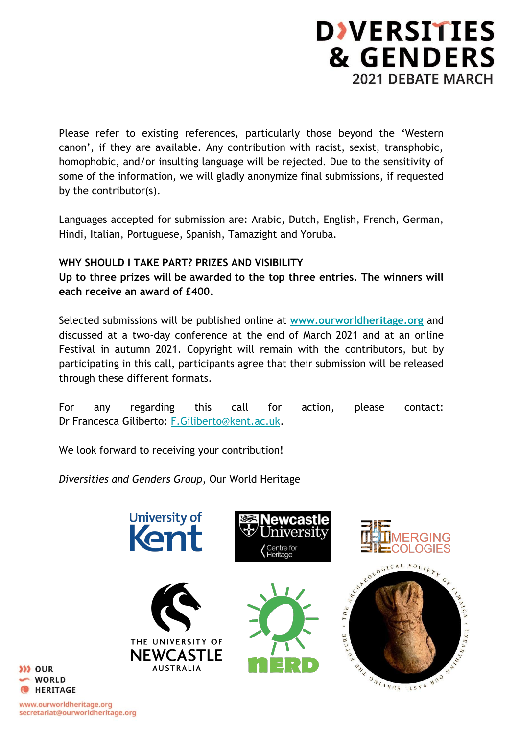Please refer to existing references, particularly those beyond the 'Western canon', if they are available. Any contribution with racist, sexist, transphobic, homophobic, and/or insulting language will be rejected. Due to the sensitivity of some of the information, we will gladly anonymize final submissions, if requested by the contributor(s).

Languages accepted for submission are: Arabic, Dutch, English, French, German, Hindi, Italian, Portuguese, Spanish, Tamazight and Yoruba.

**WHY SHOULD I TAKE PART? PRIZES AND VISIBILITY**

**Up to three prizes will be awarded to the top three entries. The winners will each receive an award of £400.**

Selected submissions will be published online at [www.ourworldheritage.org](www.ourworldheritage.org) and discussed at a two-day conference at the end of March 2021 and at an online Festival in autumn 2021. Copyright will remain with the contributors, but by participating in this call, participants agree that their submission will be released through these different formats.

For any regarding this call for action, please contact: Dr Francesca Giliberto: [F.Giliberto@kent.ac.uk](mailto:F.Giliberto@kent.ac.uk).

We look forward to receiving your contribution!

*Diversities and Genders Group*, Our World Heritage

www.ourworldheritage.org
secretariat@ourworldheritage.org